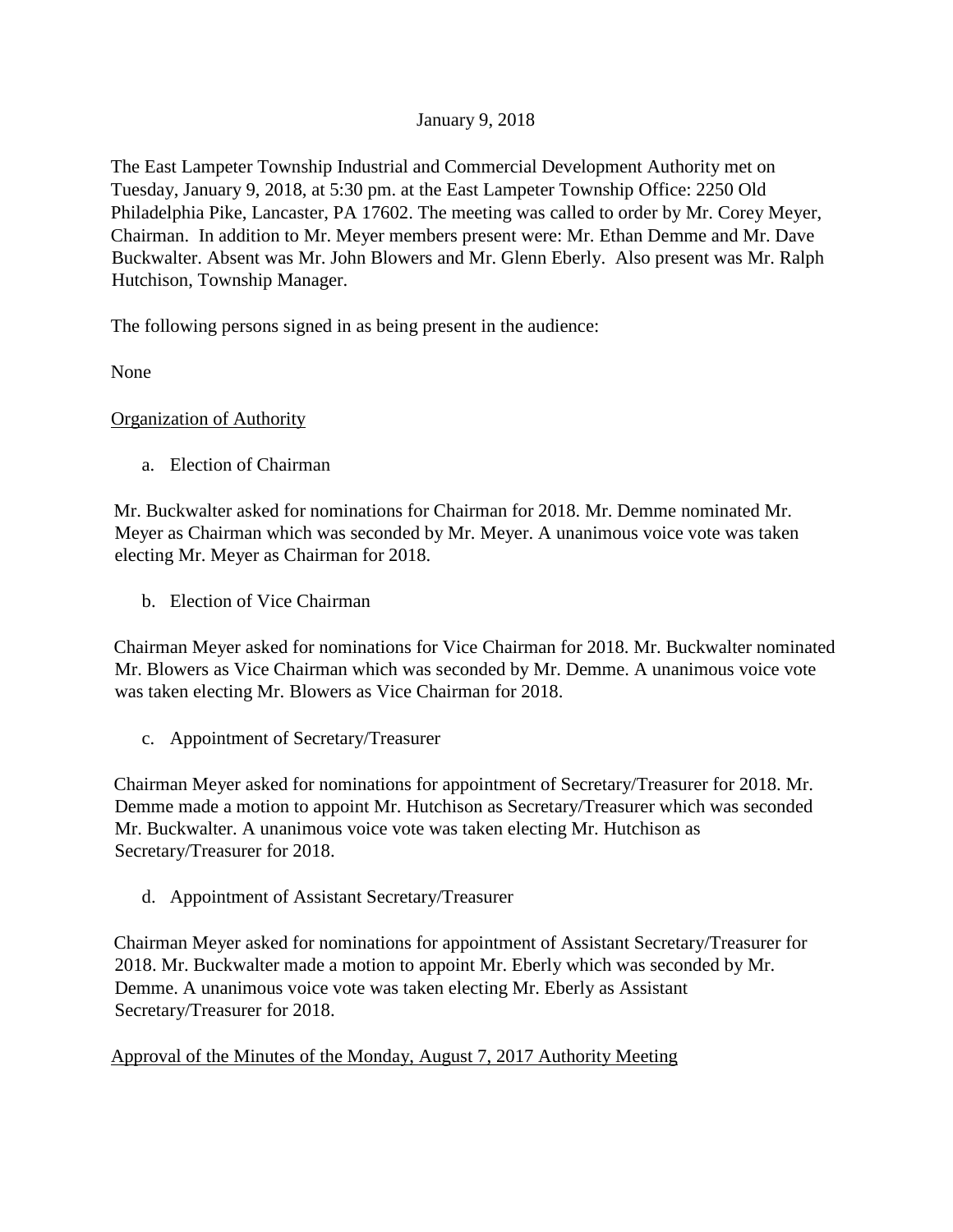January 9, 2018

The East Lampeter Township Industrial and Commercial Development Authority met on Tuesday, January 9, 2018, at 5:30 pm. at the East Lampeter Township Office: 2250 Old Philadelphia Pike, Lancaster, PA 17602. The meeting was called to order by Mr. Corey Meyer, Chairman. In addition to Mr. Meyer members present were: Mr. Ethan Demme and Mr. Dave Buckwalter. Absent was Mr. John Blowers and Mr. Glenn Eberly. Also present was Mr. Ralph Hutchison, Township Manager.

The following persons signed in as being present in the audience:

None

Organization of Authority

a. Election of Chairman

Mr. Buckwalter asked for nominations for Chairman for 2018. Mr. Demme nominated Mr. Meyer as Chairman which was seconded by Mr. Meyer. A unanimous voice vote was taken electing Mr. Meyer as Chairman for 2018.

b. Election of Vice Chairman

Chairman Meyer asked for nominations for Vice Chairman for 2018. Mr. Buckwalter nominated Mr. Blowers as Vice Chairman which was seconded by Mr. Demme. A unanimous voice vote was taken electing Mr. Blowers as Vice Chairman for 2018.

c. Appointment of Secretary/Treasurer

Chairman Meyer asked for nominations for appointment of Secretary/Treasurer for 2018. Mr. Demme made a motion to appoint Mr. Hutchison as Secretary/Treasurer which was seconded Mr. Buckwalter. A unanimous voice vote was taken electing Mr. Hutchison as Secretary/Treasurer for 2018.

d. Appointment of Assistant Secretary/Treasurer

Chairman Meyer asked for nominations for appointment of Assistant Secretary/Treasurer for 2018. Mr. Buckwalter made a motion to appoint Mr. Eberly which was seconded by Mr. Demme. A unanimous voice vote was taken electing Mr. Eberly as Assistant Secretary/Treasurer for 2018.

Approval of the Minutes of the Monday, August 7, 2017 Authority Meeting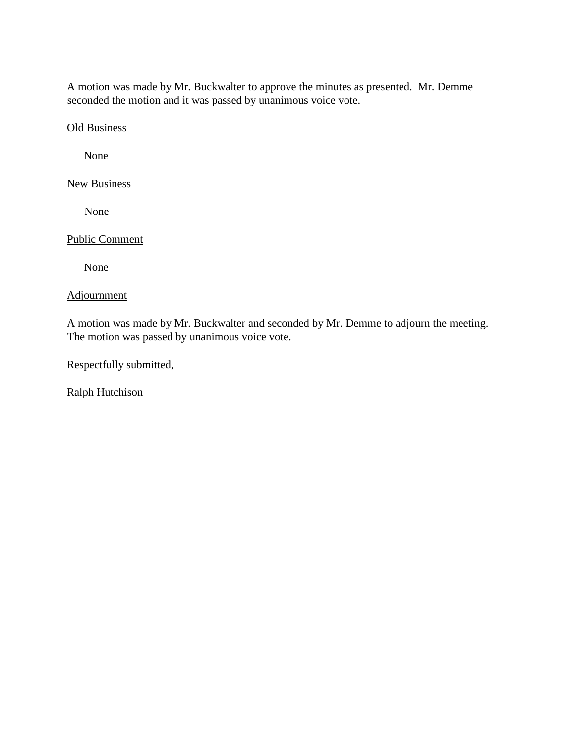A motion was made by Mr. Buckwalter to approve the minutes as presented. Mr. Demme seconded the motion and it was passed by unanimous voice vote.

<u>Old Business</u>

None

<u>New Business</u>

None

<u>Public Comment</u>

None

<u>Adjournment</u>

A motion was made by Mr. Buckwalter and seconded by Mr. Demme to adjourn the meeting. The motion was passed by unanimous voice vote.

Respectfully submitted,

Ralph Hutchison